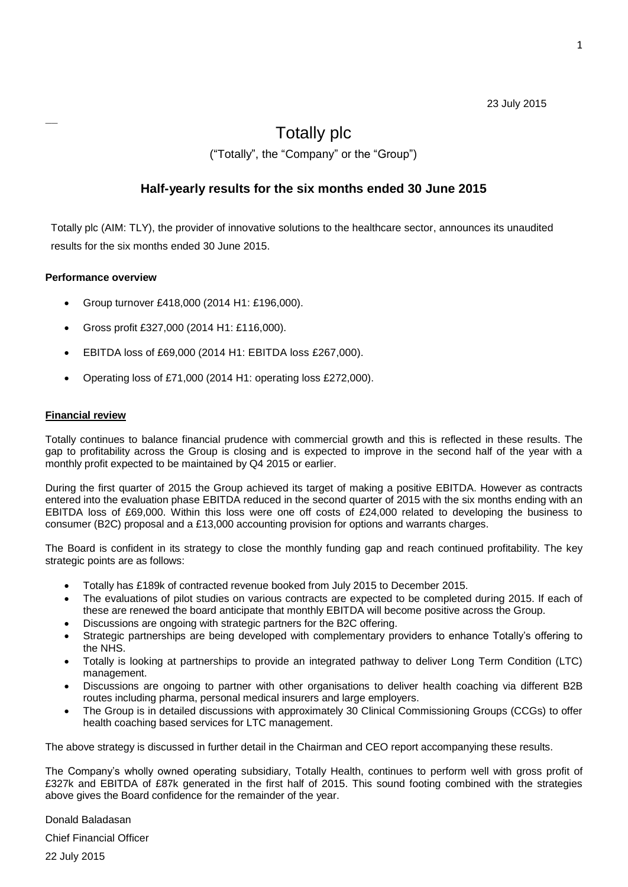23 July 2015

# Totally plc

("Totally", the "Company" or the "Group")

## Half-yearly results for the six months ended 30 June 2015

Totally plc (AIM: TLY), the provider of innovative solutions to the healthcare sector, announces its unaudited results for the six months ended 30 June 2015.

**Performance overview**

- Group turnover £418,000 (2014 H1: £196,000).
- Gross profit £327,000 (2014 H1: £116,000).
- EBITDA loss of £69,000 (2014 H1: EBITDA loss £267,000).
- Operating loss of £71,000 (2014 H1: operating loss £272,000).

**Financial review**

Totally continues to balance financial prudence with commercial growth and this is reflected in these results. The gap to profitability across the Group is closing and is expected to improve in the second half of the year with a monthly profit expected to be maintained by Q4 2015 or earlier.

During the first quarter of 2015 the Group achieved its target of making a positive EBITDA. However as contracts entered into the evaluation phase EBITDA reduced in the second quarter of 2015 with the six months ending with an EBITDA loss of £69,000. Within this loss were one off costs of £24,000 related to developing the business to consumer (B2C) proposal and a £13,000 accounting provision for options and warrants charges.

The Board is confident in its strategy to close the monthly funding gap and reach continued profitability. The key strategic points are as follows:

- Totally has £189k of contracted revenue booked from July 2015 to December 2015.
- The evaluations of pilot studies on various contracts are expected to be completed during 2015. If each of these are renewed the board anticipate that monthly EBITDA will become positive across the Group.
- Discussions are ongoing with strategic partners for the B2C offering.
- Strategic partnerships are being developed with complementary providers to enhance Totally's offering to the NHS.
- Totally is looking at partnerships to provide an integrated pathway to deliver Long Term Condition (LTC) management.
- Discussions are ongoing to partner with other organisations to deliver health coaching via different B2B routes including pharma, personal medical insurers and large employers.
- The Group is in detailed discussions with approximately 30 Clinical Commissioning Groups (CCGs) to offer health coaching based services for LTC management.

The above strategy is discussed in further detail in the Chairman and CEO report accompanying these results.

The Company's wholly owned operating subsidiary, Totally Health, continues to perform well with gross profit of £327k and EBITDA of £87k generated in the first half of 2015. This sound footing combined with the strategies above gives the Board confidence for the remainder of the year.

Donald Baladasan

Chief Financial Officer

22 July 2015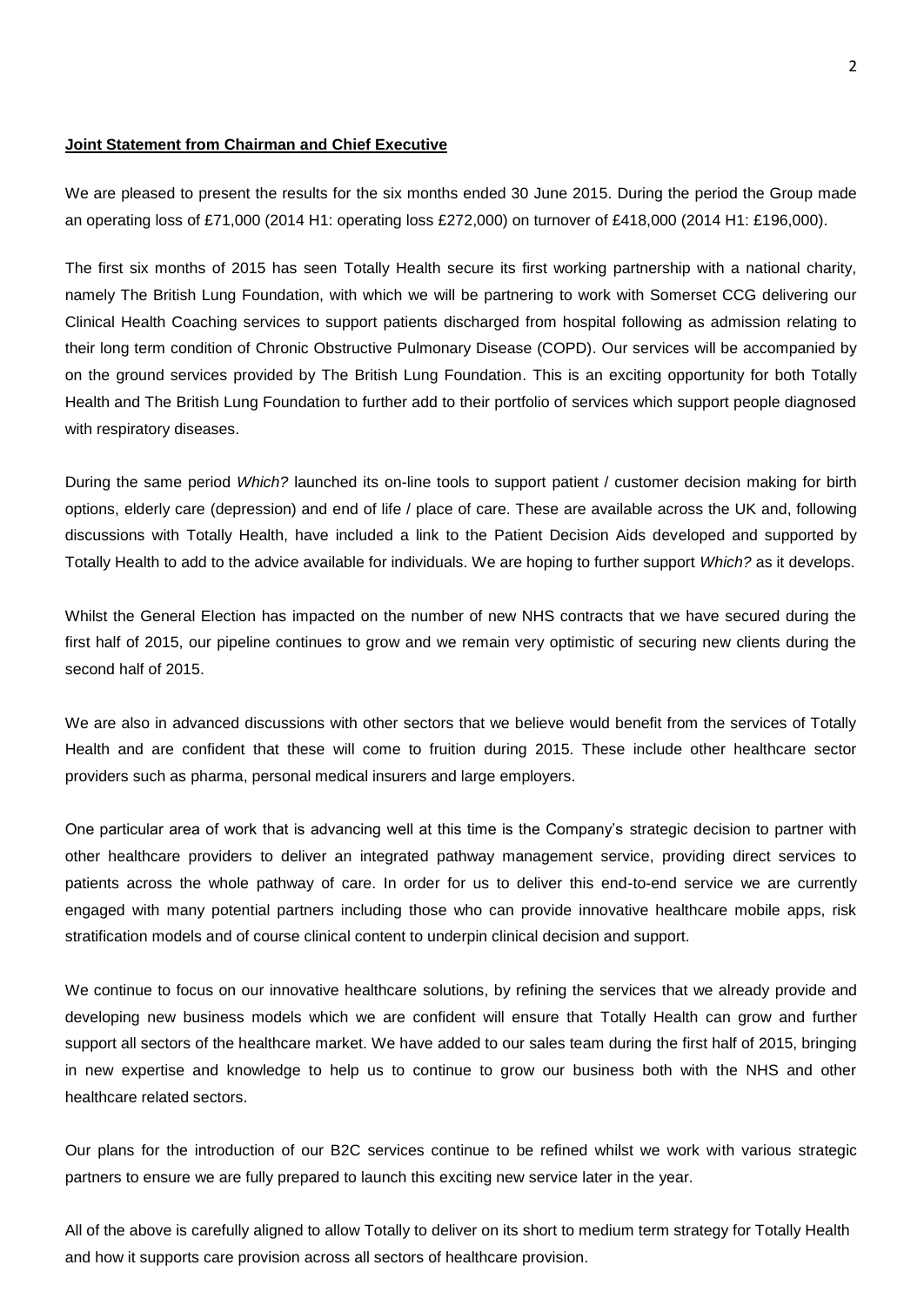**Joint Statement from Chairman and Chief Executive**

We are pleased to present the results for the six months ended 30 June 2015. During the period the Group made an operating loss of £71,000 (2014 H1: operating loss £272,000) on turnover of £418,000 (2014 H1: £196,000).

The first six months of 2015 has seen Totally Health secure its first working partnership with a national charity, namely The British Lung Foundation, with which we will be partnering to work with Somerset CCG delivering our Clinical Health Coaching services to support patients discharged from hospital following as admission relating to their long term condition of Chronic Obstructive Pulmonary Disease (COPD). Our services will be accompanied by on the ground services provided by The British Lung Foundation. This is an exciting opportunity for both Totally Health and The British Lung Foundation to further add to their portfolio of services which support people diagnosed with respiratory diseases.

During the same period *Which?* launched its on-line tools to support patient / customer decision making for birth options, elderly care (depression) and end of life / place of care. These are available across the UK and, following discussions with Totally Health, have included a link to the Patient Decision Aids developed and supported by Totally Health to add to the advice available for individuals. We are hoping to further support *Which?* as it develops.

Whilst the General Election has impacted on the number of new NHS contracts that we have secured during the first half of 2015, our pipeline continues to grow and we remain very optimistic of securing new clients during the second half of 2015.

We are also in advanced discussions with other sectors that we believe would benefit from the services of Totally Health and are confident that these will come to fruition during 2015. These include other healthcare sector providers such as pharma, personal medical insurers and large employers.

One particular area of work that is advancing well at this time is the Company's strategic decision to partner with other healthcare providers to deliver an integrated pathway management service, providing direct services to patients across the whole pathway of care. In order for us to deliver this end-to-end service we are currently engaged with many potential partners including those who can provide innovative healthcare mobile apps, risk stratification models and of course clinical content to underpin clinical decision and support.

We continue to focus on our innovative healthcare solutions, by refining the services that we already provide and developing new business models which we are confident will ensure that Totally Health can grow and further support all sectors of the healthcare market. We have added to our sales team during the first half of 2015, bringing in new expertise and knowledge to help us to continue to grow our business both with the NHS and other healthcare related sectors.

Our plans for the introduction of our B2C services continue to be refined whilst we work with various strategic partners to ensure we are fully prepared to launch this exciting new service later in the year.

All of the above is carefully aligned to allow Totally to deliver on its short to medium term strategy for Totally Health and how it supports care provision across all sectors of healthcare provision.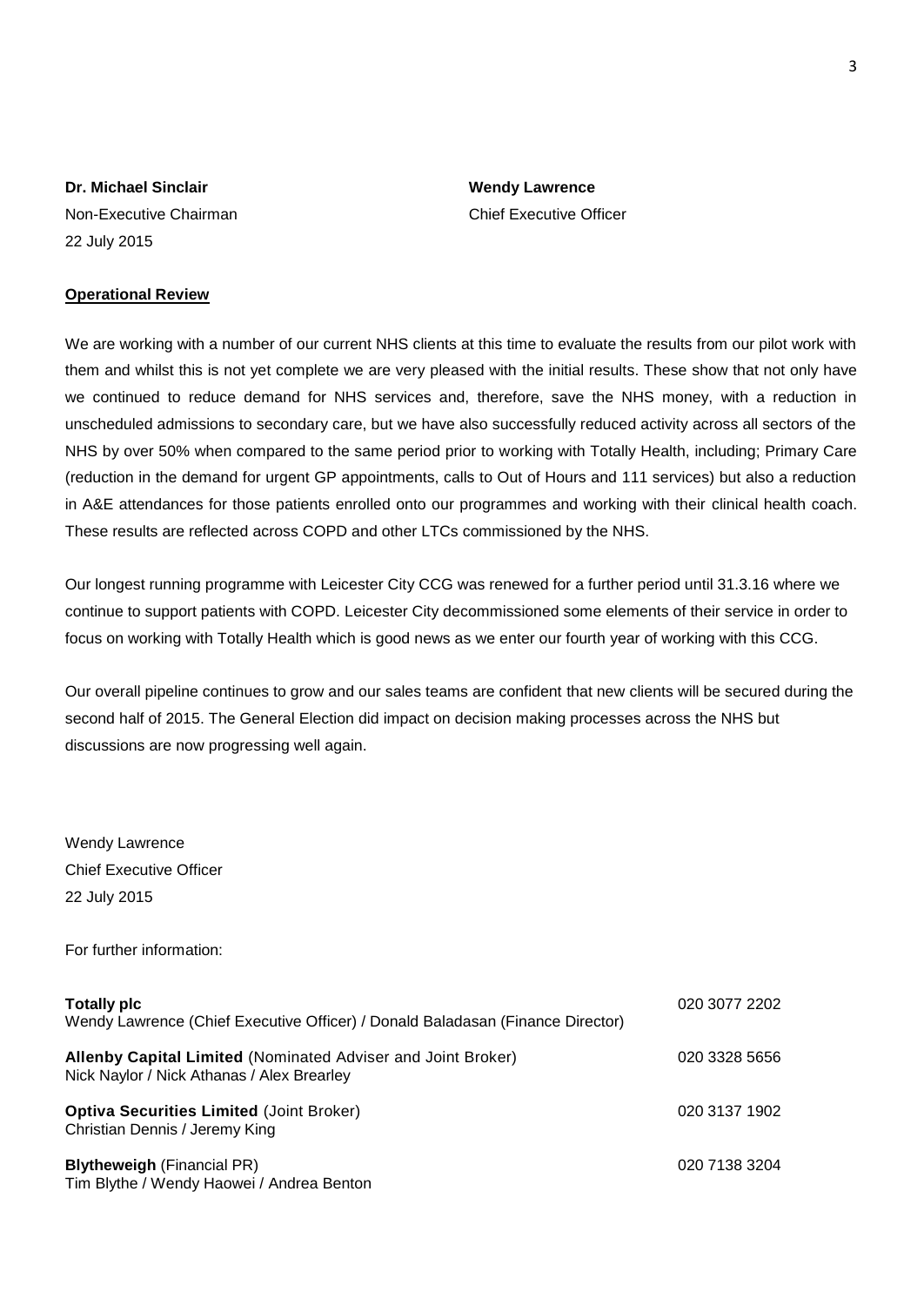**Dr. Michael Sinclair**
Non-Executive Chairman
22 July 2015

**Wendy Lawrence**
Chief Executive Officer

**Operational Review**

We are working with a number of our current NHS clients at this time to evaluate the results from our pilot work with them and whilst this is not yet complete we are very pleased with the initial results. These show that not only have we continued to reduce demand for NHS services and, therefore, save the NHS money, with a reduction in unscheduled admissions to secondary care, but we have also successfully reduced activity across all sectors of the NHS by over 50% when compared to the same period prior to working with Totally Health, including; Primary Care (reduction in the demand for urgent GP appointments, calls to Out of Hours and 111 services) but also a reduction in A&E attendances for those patients enrolled onto our programmes and working with their clinical health coach. These results are reflected across COPD and other LTCs commissioned by the NHS.

Our longest running programme with Leicester City CCG was renewed for a further period until 31.3.16 where we continue to support patients with COPD. Leicester City decommissioned some elements of their service in order to focus on working with Totally Health which is good news as we enter our fourth year of working with this CCG.

Our overall pipeline continues to grow and our sales teams are confident that new clients will be secured during the second half of 2015. The General Election did impact on decision making processes across the NHS but discussions are now progressing well again.

Wendy Lawrence
Chief Executive Officer
22 July 2015

For further information:

| | |
|---|---|
| **Totally plc**<br>Wendy Lawrence (Chief Executive Officer) / Donald Baladasan (Finance Director) | 020 3077 2202 |
| **Allenby Capital Limited** (Nominated Adviser and Joint Broker)<br>Nick Naylor / Nick Athanas / Alex Brearley | 020 3328 5656 |
| **Optiva Securities Limited** (Joint Broker)<br>Christian Dennis / Jeremy King | 020 3137 1902 |
| **Blytheweigh** (Financial PR)<br>Tim Blythe / Wendy Haowei / Andrea Benton | 020 7138 3204 |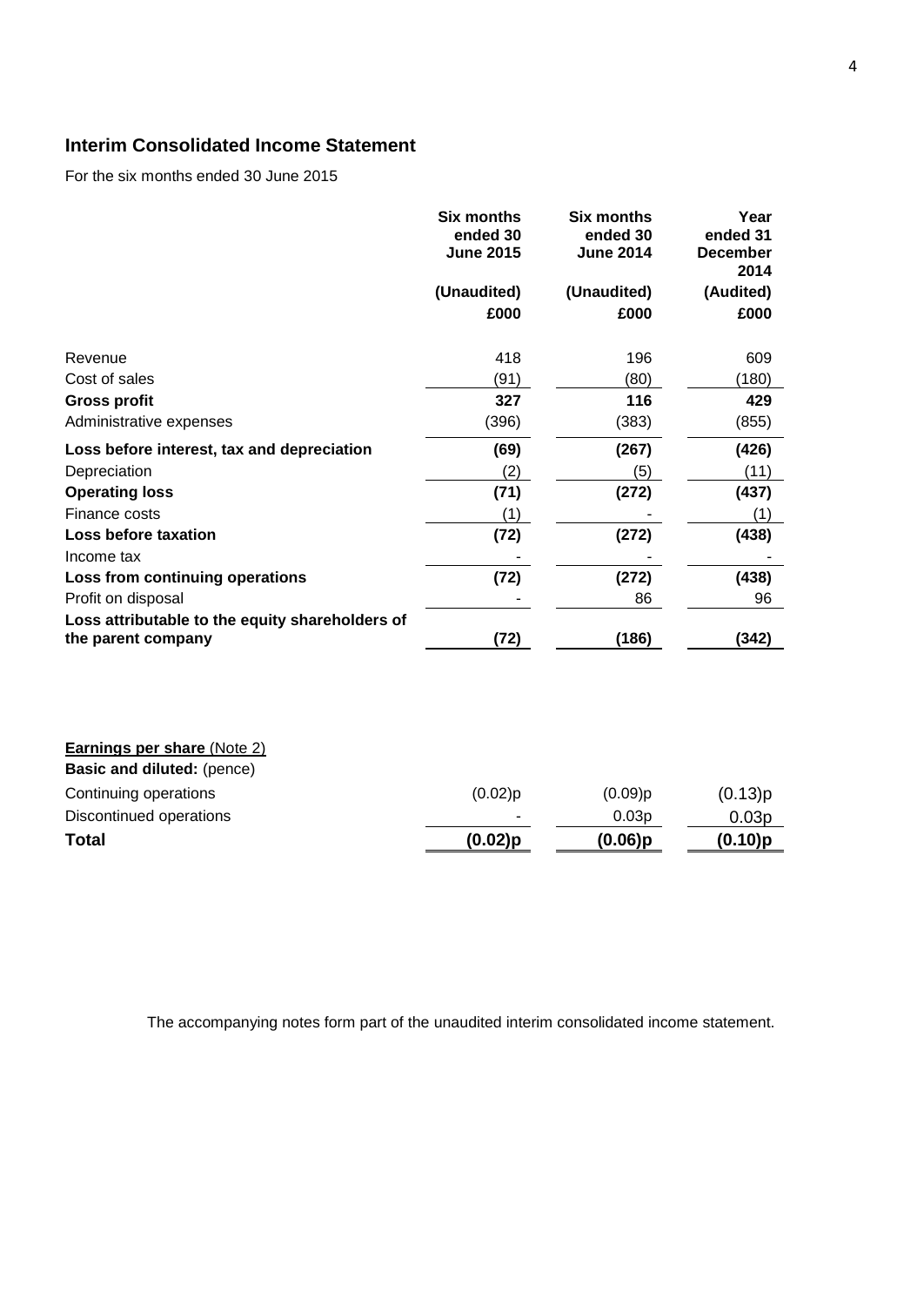## Interim Consolidated Income Statement

For the six months ended 30 June 2015

| | Six months ended 30 June 2015 | Six months ended 30 June 2014 | Year ended 31 December 2014 |
|---|---|---|---|
| | (Unaudited) | (Unaudited) | (Audited) |
| | £000 | £000 | £000 |
| Revenue | 418 | 196 | 609 |
| Cost of sales | (91) | (80) | (180) |
| **Gross profit** | **327** | **116** | **429** |
| Administrative expenses | (396) | (383) | (855) |
| **Loss before interest, tax and depreciation** | **(69)** | **(267)** | **(426)** |
| Depreciation | (2) | (5) | (11) |
| **Operating loss** | **(71)** | **(272)** | **(437)** |
| Finance costs | (1) | - | (1) |
| **Loss before taxation** | **(72)** | **(272)** | **(438)** |
| Income tax | - | - | - |
| **Loss from continuing operations** | **(72)** | **(272)** | **(438)** |
| Profit on disposal | - | 86 | 96 |
| **Loss attributable to the equity shareholders of the parent company** | **(72)** | **(186)** | **(342)** |

| **Earnings per share** (Note 2) | | | |
|---|---|---|---|
| **Basic and diluted:** (pence) | | | |
| Continuing operations | (0.02)p | (0.09)p | (0.13)p |
| Discontinued operations | - | 0.03p | 0.03p |
| **Total** | **(0.02)p** | **(0.06)p** | **(0.10)p** |

The accompanying notes form part of the unaudited interim consolidated income statement.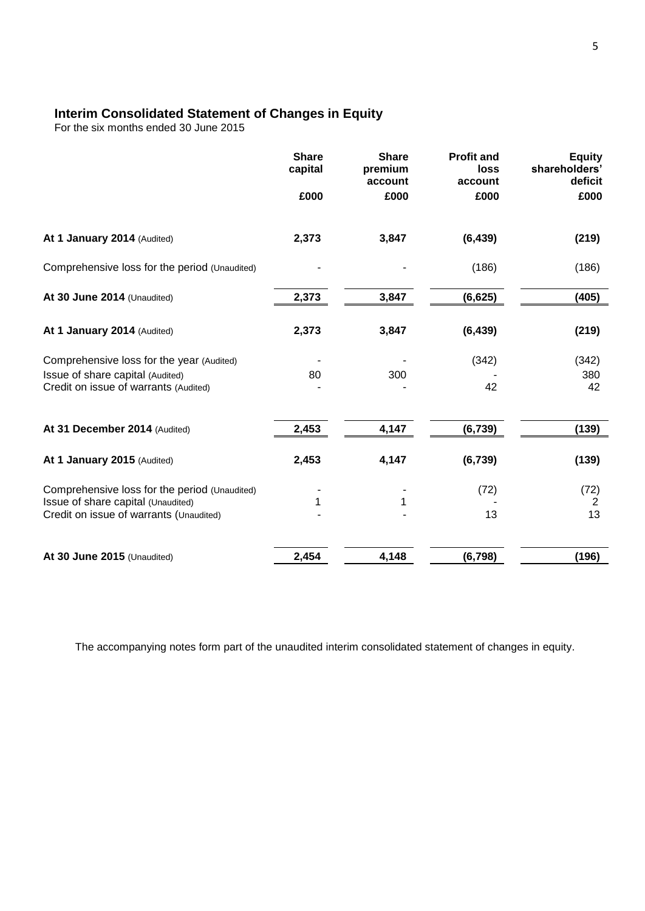## Interim Consolidated Statement of Changes in Equity

For the six months ended 30 June 2015

| | Share capital | Share premium account | Profit and loss account | Equity shareholders' deficit |
|---|---|---|---|---|
| | £000 | £000 | £000 | £000 |
| **At 1 January 2014** (Audited) | **2,373** | **3,847** | **(6,439)** | **(219)** |
| Comprehensive loss for the period (Unaudited) | - | - | (186) | (186) |
| **At 30 June 2014** (Unaudited) | **2,373** | **3,847** | **(6,625)** | **(405)** |
| **At 1 January 2014** (Audited) | **2,373** | **3,847** | **(6,439)** | **(219)** |
| Comprehensive loss for the year (Audited) | - | - | (342) | (342) |
| Issue of share capital (Audited) | 80 | 300 | - | 380 |
| Credit on issue of warrants (Audited) | - | - | 42 | 42 |
| **At 31 December 2014** (Audited) | **2,453** | **4,147** | **(6,739)** | **(139)** |
| **At 1 January 2015** (Audited) | **2,453** | **4,147** | **(6,739)** | **(139)** |
| Comprehensive loss for the period (Unaudited) | - | - | (72) | (72) |
| Issue of share capital (Unaudited) | 1 | 1 | - | 2 |
| Credit on issue of warrants (Unaudited) | - | - | 13 | 13 |
| **At 30 June 2015** (Unaudited) | **2,454** | **4,148** | **(6,798)** | **(196)** |

The accompanying notes form part of the unaudited interim consolidated statement of changes in equity.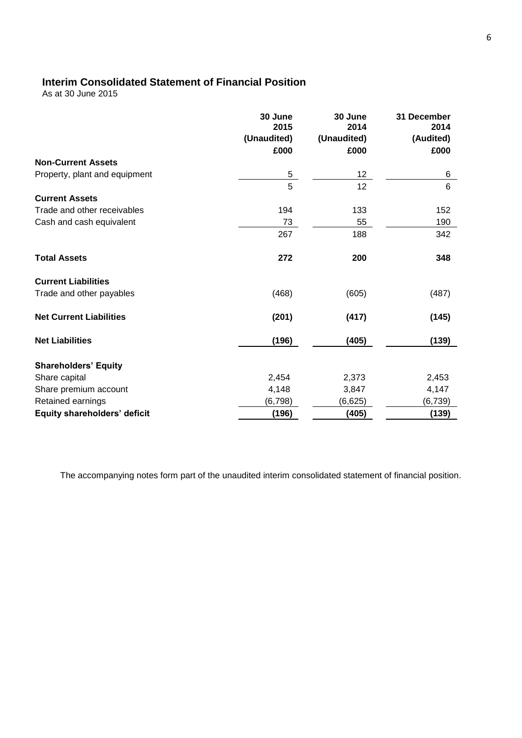## Interim Consolidated Statement of Financial Position

As at 30 June 2015

| | 30 June 2015 (Unaudited) £000 | 30 June 2014 (Unaudited) £000 | 31 December 2014 (Audited) £000 |
|---|---|---|---|
| **Non-Current Assets** | | | |
| Property, plant and equipment | 5 | 12 | 6 |
| | 5 | 12 | 6 |
| **Current Assets** | | | |
| Trade and other receivables | 194 | 133 | 152 |
| Cash and cash equivalent | 73 | 55 | 190 |
| | 267 | 188 | 342 |
| **Total Assets** | **272** | **200** | **348** |
| **Current Liabilities** | | | |
| Trade and other payables | (468) | (605) | (487) |
| **Net Current Liabilities** | **(201)** | **(417)** | **(145)** |
| **Net Liabilities** | **(196)** | **(405)** | **(139)** |
| **Shareholders' Equity** | | | |
| Share capital | 2,454 | 2,373 | 2,453 |
| Share premium account | 4,148 | 3,847 | 4,147 |
| Retained earnings | (6,798) | (6,625) | (6,739) |
| **Equity shareholders' deficit** | **(196)** | **(405)** | **(139)** |

The accompanying notes form part of the unaudited interim consolidated statement of financial position.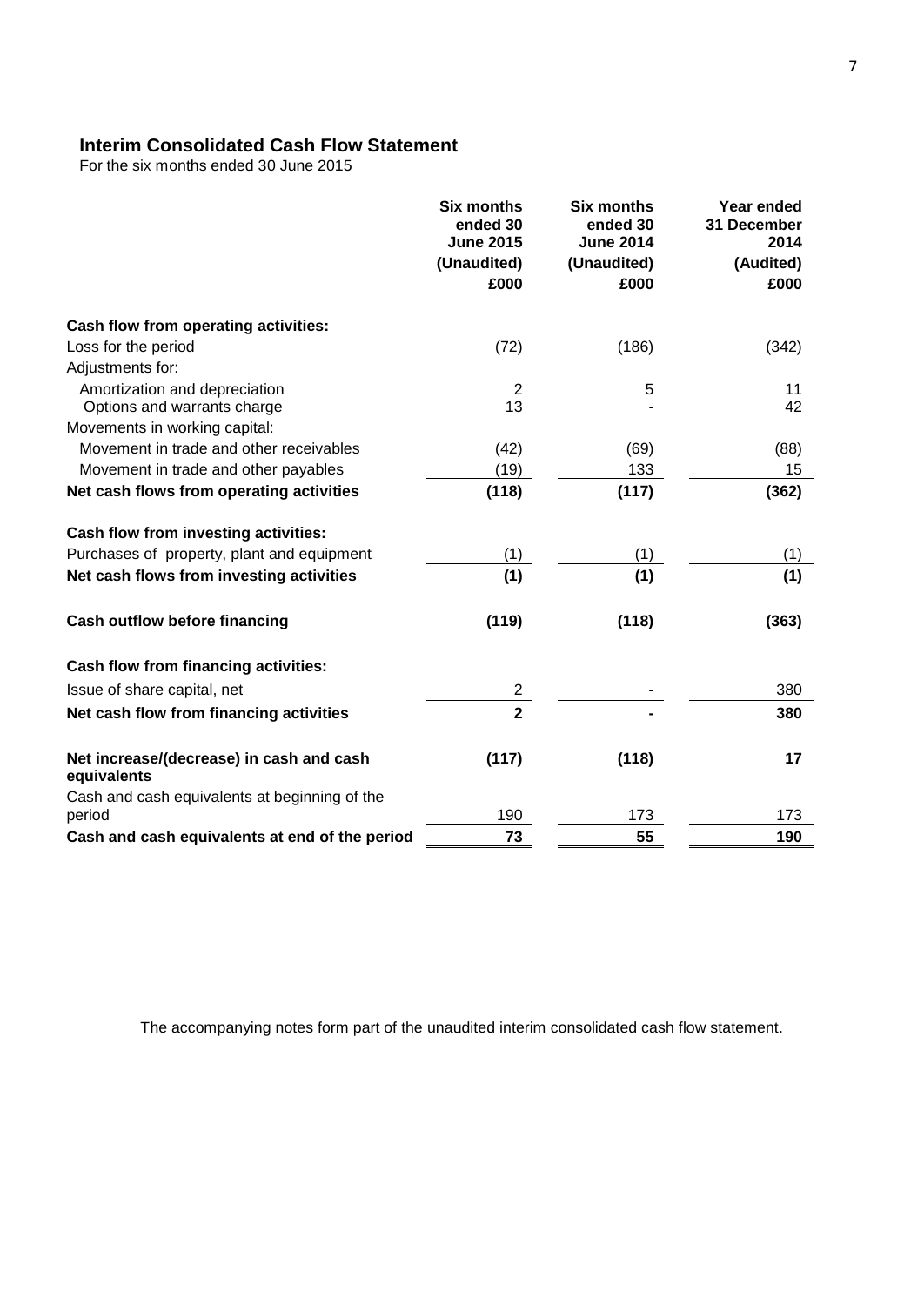## Interim Consolidated Cash Flow Statement

For the six months ended 30 June 2015

| | Six months ended 30 June 2015 (Unaudited) £000 | Six months ended 30 June 2014 (Unaudited) £000 | Year ended 31 December 2014 (Audited) £000 |
|---|---|---|---|
| **Cash flow from operating activities:** | | | |
| Loss for the period | (72) | (186) | (342) |
| Adjustments for: | | | |
| Amortization and depreciation | 2 | 5 | 11 |
| Options and warrants charge | 13 | - | 42 |
| Movements in working capital: | | | |
| Movement in trade and other receivables | (42) | (69) | (88) |
| Movement in trade and other payables | (19) | 133 | 15 |
| **Net cash flows from operating activities** | **(118)** | **(117)** | **(362)** |
| **Cash flow from investing activities:** | | | |
| Purchases of property, plant and equipment | (1) | (1) | (1) |
| **Net cash flows from investing activities** | **(1)** | **(1)** | **(1)** |
| **Cash outflow before financing** | **(119)** | **(118)** | **(363)** |
| **Cash flow from financing activities:** | | | |
| Issue of share capital, net | 2 | - | 380 |
| **Net cash flow from financing activities** | **2** | **-** | **380** |
| **Net increase/(decrease) in cash and cash equivalents** | **(117)** | **(118)** | **17** |
| Cash and cash equivalents at beginning of the period | 190 | 173 | 173 |
| **Cash and cash equivalents at end of the period** | **73** | **55** | **190** |

The accompanying notes form part of the unaudited interim consolidated cash flow statement.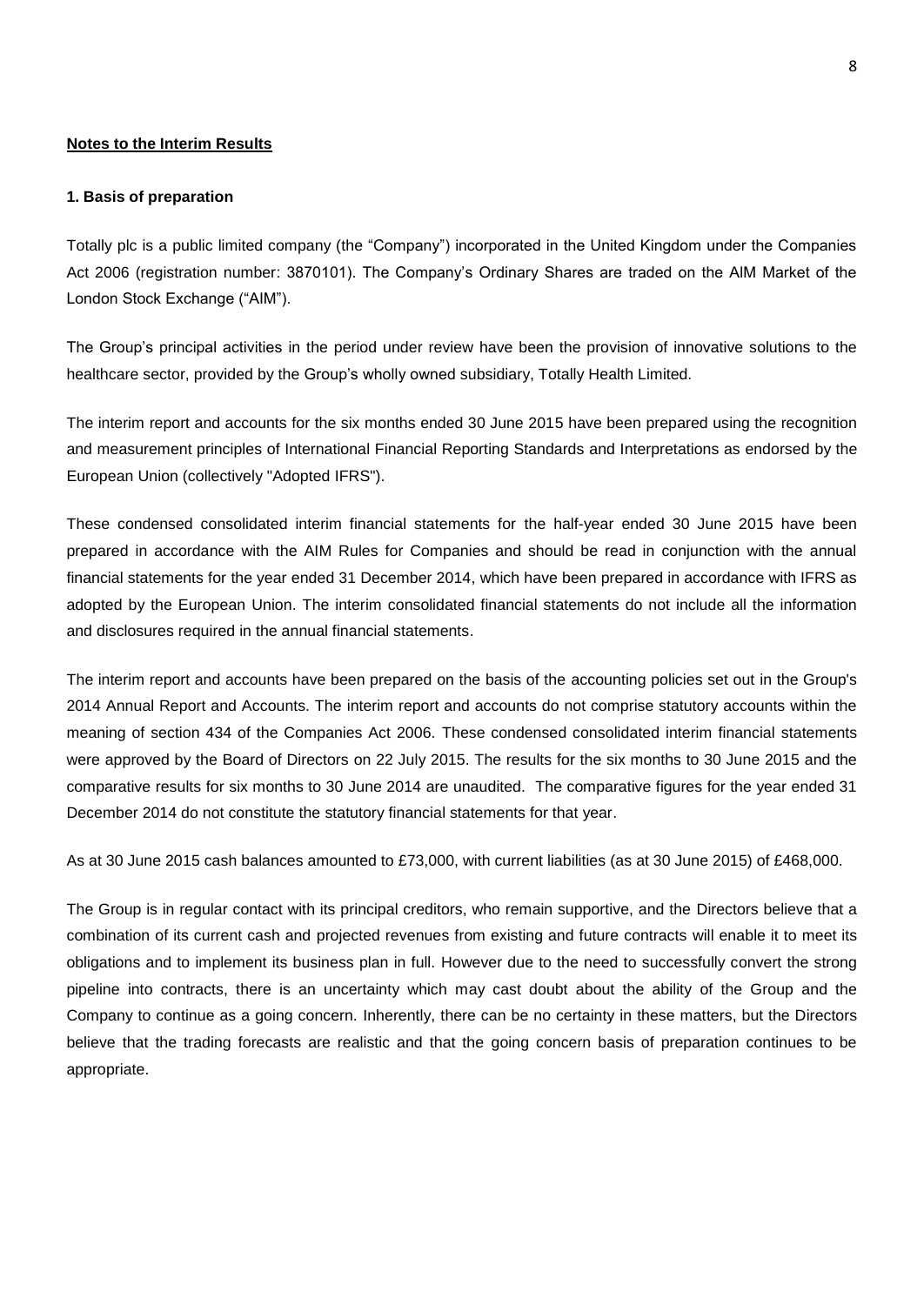**<u>Notes to the Interim Results</u>**

**1. Basis of preparation**

Totally plc is a public limited company (the "Company") incorporated in the United Kingdom under the Companies Act 2006 (registration number: 3870101). The Company's Ordinary Shares are traded on the AIM Market of the London Stock Exchange ("AIM").

The Group's principal activities in the period under review have been the provision of innovative solutions to the healthcare sector, provided by the Group's wholly owned subsidiary, Totally Health Limited.

The interim report and accounts for the six months ended 30 June 2015 have been prepared using the recognition and measurement principles of International Financial Reporting Standards and Interpretations as endorsed by the European Union (collectively "Adopted IFRS").

These condensed consolidated interim financial statements for the half-year ended 30 June 2015 have been prepared in accordance with the AIM Rules for Companies and should be read in conjunction with the annual financial statements for the year ended 31 December 2014, which have been prepared in accordance with IFRS as adopted by the European Union. The interim consolidated financial statements do not include all the information and disclosures required in the annual financial statements.

The interim report and accounts have been prepared on the basis of the accounting policies set out in the Group's 2014 Annual Report and Accounts. The interim report and accounts do not comprise statutory accounts within the meaning of section 434 of the Companies Act 2006. These condensed consolidated interim financial statements were approved by the Board of Directors on 22 July 2015. The results for the six months to 30 June 2015 and the comparative results for six months to 30 June 2014 are unaudited. The comparative figures for the year ended 31 December 2014 do not constitute the statutory financial statements for that year.

As at 30 June 2015 cash balances amounted to £73,000, with current liabilities (as at 30 June 2015) of £468,000.

The Group is in regular contact with its principal creditors, who remain supportive, and the Directors believe that a combination of its current cash and projected revenues from existing and future contracts will enable it to meet its obligations and to implement its business plan in full. However due to the need to successfully convert the strong pipeline into contracts, there is an uncertainty which may cast doubt about the ability of the Group and the Company to continue as a going concern. Inherently, there can be no certainty in these matters, but the Directors believe that the trading forecasts are realistic and that the going concern basis of preparation continues to be appropriate.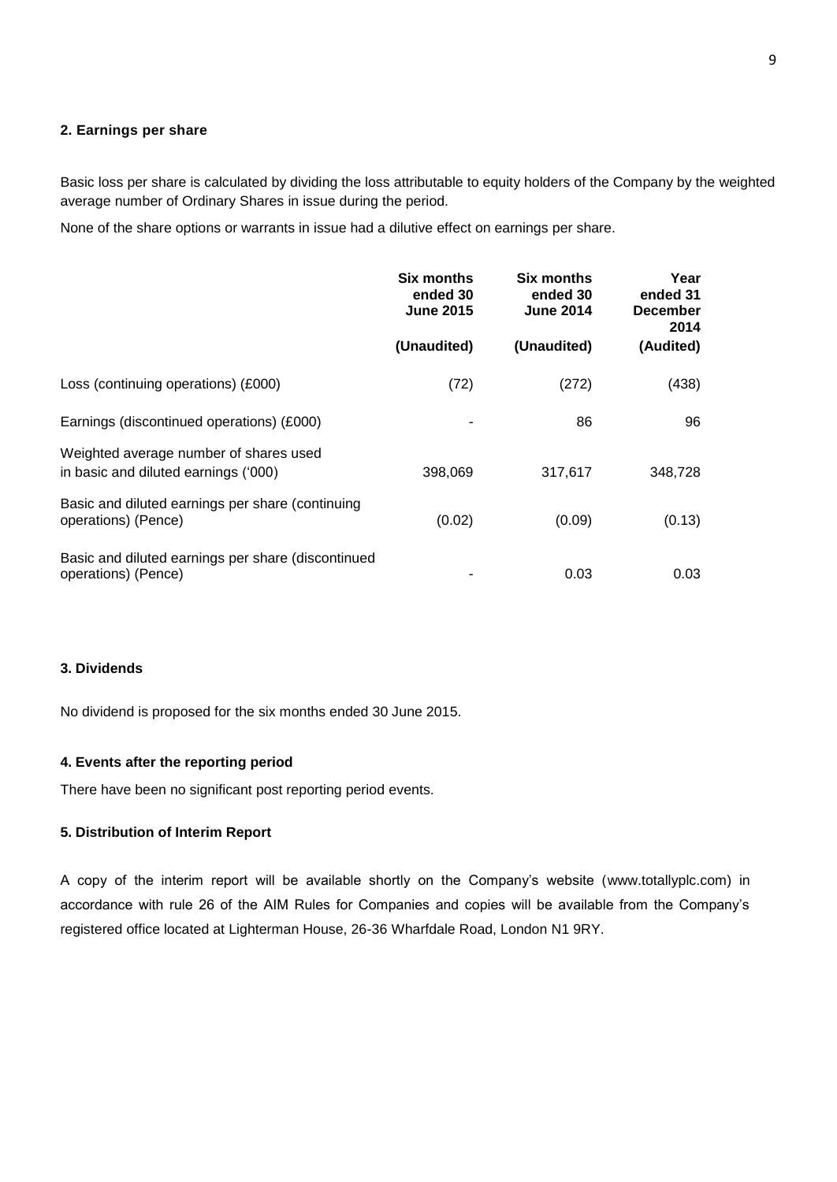## 2. Earnings per share

Basic loss per share is calculated by dividing the loss attributable to equity holders of the Company by the weighted average number of Ordinary Shares in issue during the period.

None of the share options or warrants in issue had a dilutive effect on earnings per share.

| | Six months ended 30 June 2015 | Six months ended 30 June 2014 | Year ended 31 December 2014 |
|---|---|---|---|
| | (Unaudited) | (Unaudited) | (Audited) |
| Loss (continuing operations) (£000) | (72) | (272) | (438) |
| Earnings (discontinued operations) (£000) | - | 86 | 96 |
| Weighted average number of shares used in basic and diluted earnings ('000) | 398,069 | 317,617 | 348,728 |
| Basic and diluted earnings per share (continuing operations) (Pence) | (0.02) | (0.09) | (0.13) |
| Basic and diluted earnings per share (discontinued operations) (Pence) | - | 0.03 | 0.03 |

## 3. Dividends

No dividend is proposed for the six months ended 30 June 2015.

## 4. Events after the reporting period

There have been no significant post reporting period events.

## 5. Distribution of Interim Report

A copy of the interim report will be available shortly on the Company's website (www.totallyplc.com) in accordance with rule 26 of the AIM Rules for Companies and copies will be available from the Company's registered office located at Lighterman House, 26-36 Wharfdale Road, London N1 9RY.